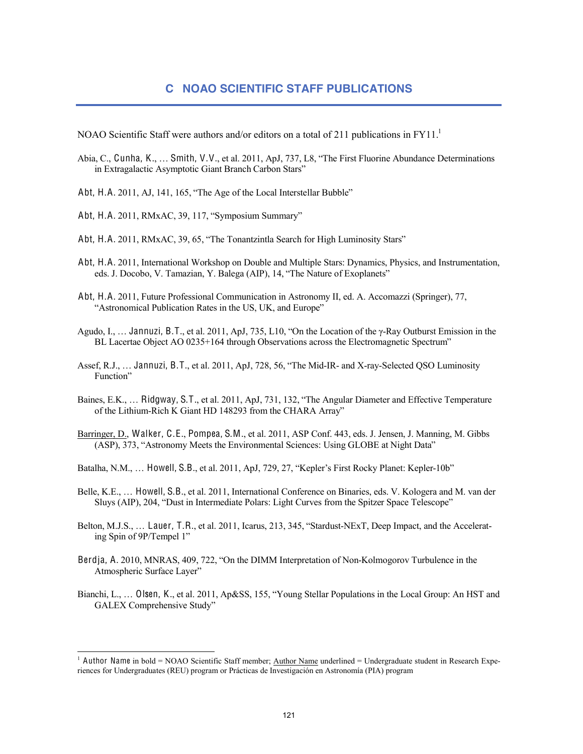# C NOAO SCIENTIFIC STAFF PUBLICATIONS

NOAO Scientific Staff were authors and/or editors on a total of 211 publications in FY11.[1]

Abia, C., **Cunha, K.**, … **Smith, V.V.**, et al. 2011, ApJ, 737, L8, "The First Fluorine Abundance Determinations in Extragalactic Asymptotic Giant Branch Carbon Stars"

**Abt, H.A.** 2011, AJ, 141, 165, "The Age of the Local Interstellar Bubble"

**Abt, H.A.** 2011, RMxAC, 39, 117, "Symposium Summary"

**Abt, H.A.** 2011, RMxAC, 39, 65, "The Tonantzintla Search for High Luminosity Stars"

**Abt, H.A.** 2011, International Workshop on Double and Multiple Stars: Dynamics, Physics, and Instrumentation, eds. J. Docobo, V. Tamazian, Y. Balega (AIP), 14, "The Nature of Exoplanets"

**Abt, H.A.** 2011, Future Professional Communication in Astronomy II, ed. A. Accomazzi (Springer), 77, "Astronomical Publication Rates in the US, UK, and Europe"

Agudo, I., … **Jannuzi, B.T.**, et al. 2011, ApJ, 735, L10, "On the Location of the γ-Ray Outburst Emission in the BL Lacertae Object AO 0235+164 through Observations across the Electromagnetic Spectrum"

Assef, R.J., … **Jannuzi, B.T.**, et al. 2011, ApJ, 728, 56, "The Mid-IR- and X-ray-Selected QSO Luminosity Function"

Baines, E.K., … **Ridgway, S.T.**, et al. 2011, ApJ, 731, 132, "The Angular Diameter and Effective Temperature of the Lithium-Rich K Giant HD 148293 from the CHARA Array"

<u>Barringer, D.</u>, **Walker, C.E.**, **Pompea, S.M.**, et al. 2011, ASP Conf. 443, eds. J. Jensen, J. Manning, M. Gibbs (ASP), 373, "Astronomy Meets the Environmental Sciences: Using GLOBE at Night Data"

Batalha, N.M., … **Howell, S.B.**, et al. 2011, ApJ, 729, 27, "Kepler's First Rocky Planet: Kepler-10b"

Belle, K.E., … **Howell, S.B.**, et al. 2011, International Conference on Binaries, eds. V. Kologera and M. van der Sluys (AIP), 204, "Dust in Intermediate Polars: Light Curves from the Spitzer Space Telescope"

Belton, M.J.S., … **Lauer, T.R.**, et al. 2011, Icarus, 213, 345, "Stardust-NExT, Deep Impact, and the Accelerating Spin of 9P/Tempel 1"

**Berdja, A.** 2010, MNRAS, 409, 722, "On the DIMM Interpretation of Non-Kolmogorov Turbulence in the Atmospheric Surface Layer"

Bianchi, L., … **Olsen, K.**, et al. 2011, Ap&SS, 155, "Young Stellar Populations in the Local Group: An HST and GALEX Comprehensive Study"

---

[1] **Author Name** in bold = NOAO Scientific Staff member; <u>Author Name</u> underlined = Undergraduate student in Research Experiences for Undergraduates (REU) program or Prácticas de Investigación en Astronomía (PIA) program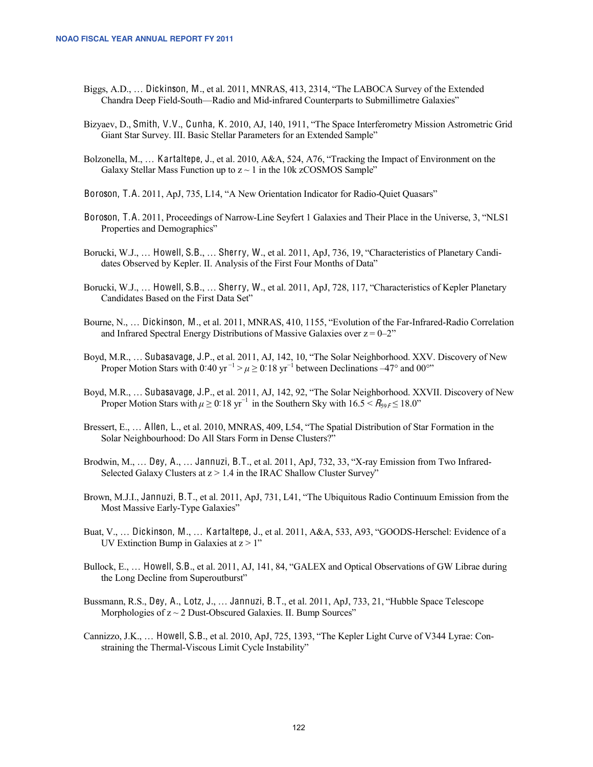Biggs, A.D., … Dickinson, M., et al. 2011, MNRAS, 413, 2314, "The LABOCA Survey of the Extended Chandra Deep Field-South—Radio and Mid-infrared Counterparts to Submillimetre Galaxies"

Bizyaev, D., Smith, V.V., Cunha, K. 2010, AJ, 140, 1911, "The Space Interferometry Mission Astrometric Grid Giant Star Survey. III. Basic Stellar Parameters for an Extended Sample"

Bolzonella, M., … Kartaltepe, J., et al. 2010, A&A, 524, A76, "Tracking the Impact of Environment on the Galaxy Stellar Mass Function up to z ~ 1 in the 10k zCOSMOS Sample"

Boroson, T.A. 2011, ApJ, 735, L14, "A New Orientation Indicator for Radio-Quiet Quasars"

Boroson, T.A. 2011, Proceedings of Narrow-Line Seyfert 1 Galaxies and Their Place in the Universe, 3, "NLS1 Properties and Demographics"

Borucki, W.J., … Howell, S.B., … Sherry, W., et al. 2011, ApJ, 736, 19, "Characteristics of Planetary Candidates Observed by Kepler. II. Analysis of the First Four Months of Data"

Borucki, W.J., … Howell, S.B., … Sherry, W., et al. 2011, ApJ, 728, 117, "Characteristics of Kepler Planetary Candidates Based on the First Data Set"

Bourne, N., … Dickinson, M., et al. 2011, MNRAS, 410, 1155, "Evolution of the Far-Infrared-Radio Correlation and Infrared Spectral Energy Distributions of Massive Galaxies over z = 0–2"

Boyd, M.R., … Subasavage, J.P., et al. 2011, AJ, 142, 10, "The Solar Neighborhood. XXV. Discovery of New Proper Motion Stars with $0\farcs40$ yr$^{-1}$ > $\mu \geq 0\farcs18$ yr$^{-1}$ between Declinations –47° and 00°"

Boyd, M.R., … Subasavage, J.P., et al. 2011, AJ, 142, 92, "The Solar Neighborhood. XXVII. Discovery of New Proper Motion Stars with $\mu \geq 0\farcs18$ yr$^{-1}$ in the Southern Sky with $16.5 < R_{59F} \leq 18.0$"

Bressert, E., … Allen, L., et al. 2010, MNRAS, 409, L54, "The Spatial Distribution of Star Formation in the Solar Neighbourhood: Do All Stars Form in Dense Clusters?"

Brodwin, M., … Dey, A., … Jannuzi, B.T., et al. 2011, ApJ, 732, 33, "X-ray Emission from Two Infrared-Selected Galaxy Clusters at z > 1.4 in the IRAC Shallow Cluster Survey"

Brown, M.J.I., Jannuzi, B.T., et al. 2011, ApJ, 731, L41, "The Ubiquitous Radio Continuum Emission from the Most Massive Early-Type Galaxies"

Buat, V., … Dickinson, M., … Kartaltepe, J., et al. 2011, A&A, 533, A93, "GOODS-Herschel: Evidence of a UV Extinction Bump in Galaxies at z > 1"

Bullock, E., … Howell, S.B., et al. 2011, AJ, 141, 84, "GALEX and Optical Observations of GW Librae during the Long Decline from Superoutburst"

Bussmann, R.S., Dey, A., Lotz, J., … Jannuzi, B.T., et al. 2011, ApJ, 733, 21, "Hubble Space Telescope Morphologies of z ~ 2 Dust-Obscured Galaxies. II. Bump Sources"

Cannizzo, J.K., … Howell, S.B., et al. 2010, ApJ, 725, 1393, "The Kepler Light Curve of V344 Lyrae: Constraining the Thermal-Viscous Limit Cycle Instability"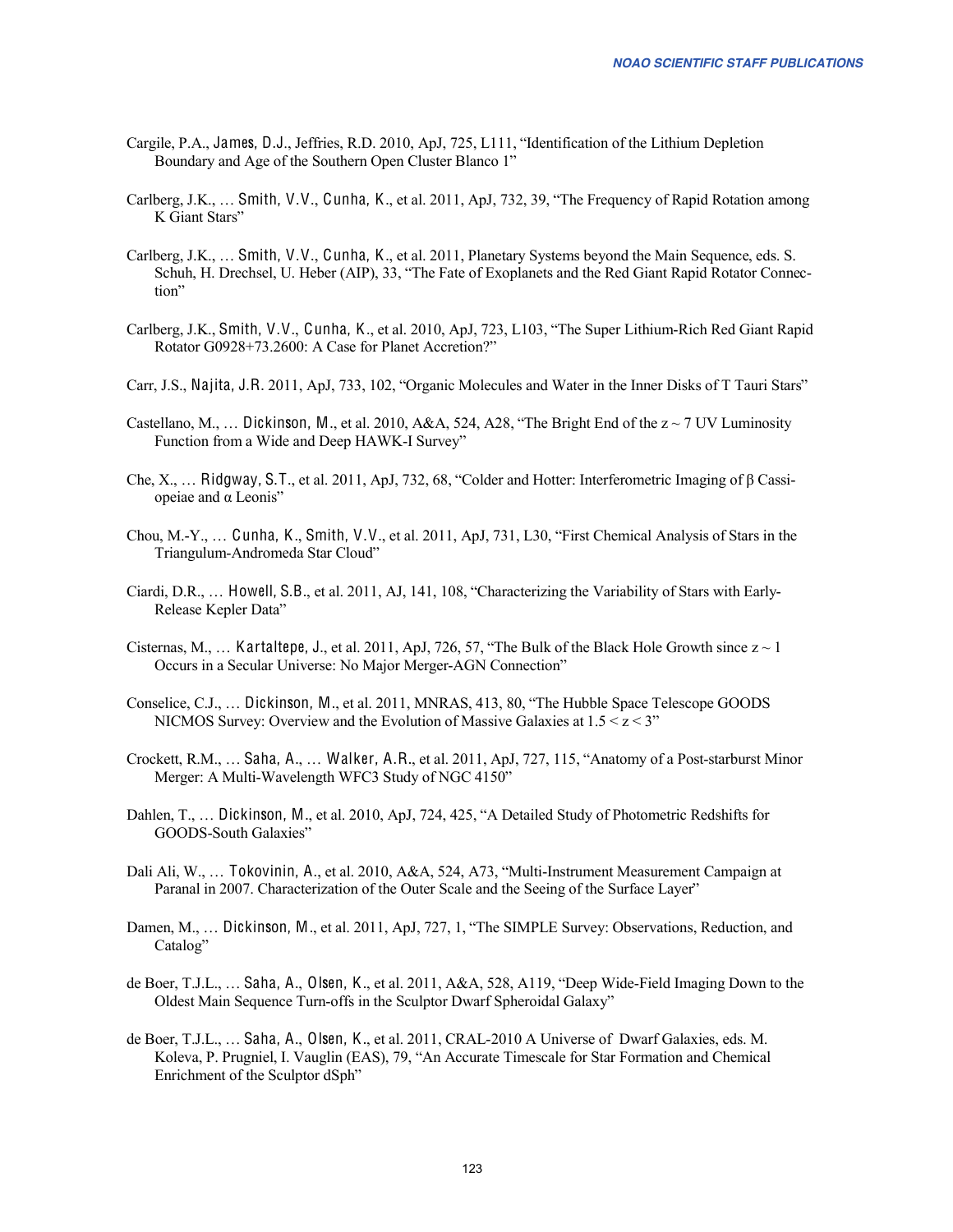Cargile, P.A., James, D.J., Jeffries, R.D. 2010, ApJ, 725, L111, “Identification of the Lithium Depletion Boundary and Age of the Southern Open Cluster Blanco 1”

Carlberg, J.K., … Smith, V.V., Cunha, K., et al. 2011, ApJ, 732, 39, “The Frequency of Rapid Rotation among K Giant Stars”

Carlberg, J.K., … Smith, V.V., Cunha, K., et al. 2011, Planetary Systems beyond the Main Sequence, eds. S. Schuh, H. Drechsel, U. Heber (AIP), 33, “The Fate of Exoplanets and the Red Giant Rapid Rotator Connection”

Carlberg, J.K., Smith, V.V., Cunha, K., et al. 2010, ApJ, 723, L103, “The Super Lithium-Rich Red Giant Rapid Rotator G0928+73.2600: A Case for Planet Accretion?”

Carr, J.S., Najita, J.R. 2011, ApJ, 733, 102, “Organic Molecules and Water in the Inner Disks of T Tauri Stars”

Castellano, M., … Dickinson, M., et al. 2010, A&A, 524, A28, “The Bright End of the $z \sim 7$ UV Luminosity Function from a Wide and Deep HAWK-I Survey”

Che, X., … Ridgway, S.T., et al. 2011, ApJ, 732, 68, “Colder and Hotter: Interferometric Imaging of β Cassiopeiae and α Leonis”

Chou, M.-Y., … Cunha, K., Smith, V.V., et al. 2011, ApJ, 731, L30, “First Chemical Analysis of Stars in the Triangulum-Andromeda Star Cloud”

Ciardi, D.R., … Howell, S.B., et al. 2011, AJ, 141, 108, “Characterizing the Variability of Stars with Early-Release Kepler Data”

Cisternas, M., … Kartaltepe, J., et al. 2011, ApJ, 726, 57, “The Bulk of the Black Hole Growth since $z \sim 1$ Occurs in a Secular Universe: No Major Merger-AGN Connection”

Conselice, C.J., … Dickinson, M., et al. 2011, MNRAS, 413, 80, “The Hubble Space Telescope GOODS NICMOS Survey: Overview and the Evolution of Massive Galaxies at $1.5 < z < 3$”

Crockett, R.M., … Saha, A., … Walker, A.R., et al. 2011, ApJ, 727, 115, “Anatomy of a Post-starburst Minor Merger: A Multi-Wavelength WFC3 Study of NGC 4150”

Dahlen, T., … Dickinson, M., et al. 2010, ApJ, 724, 425, “A Detailed Study of Photometric Redshifts for GOODS-South Galaxies”

Dali Ali, W., … Tokovinin, A., et al. 2010, A&A, 524, A73, “Multi-Instrument Measurement Campaign at Paranal in 2007. Characterization of the Outer Scale and the Seeing of the Surface Layer”

Damen, M., … Dickinson, M., et al. 2011, ApJ, 727, 1, “The SIMPLE Survey: Observations, Reduction, and Catalog”

de Boer, T.J.L., … Saha, A., Olsen, K., et al. 2011, A&A, 528, A119, “Deep Wide-Field Imaging Down to the Oldest Main Sequence Turn-offs in the Sculptor Dwarf Spheroidal Galaxy”

de Boer, T.J.L., … Saha, A., Olsen, K., et al. 2011, CRAL-2010 A Universe of Dwarf Galaxies, eds. M. Koleva, P. Prugniel, I. Vauglin (EAS), 79, “An Accurate Timescale for Star Formation and Chemical Enrichment of the Sculptor dSph”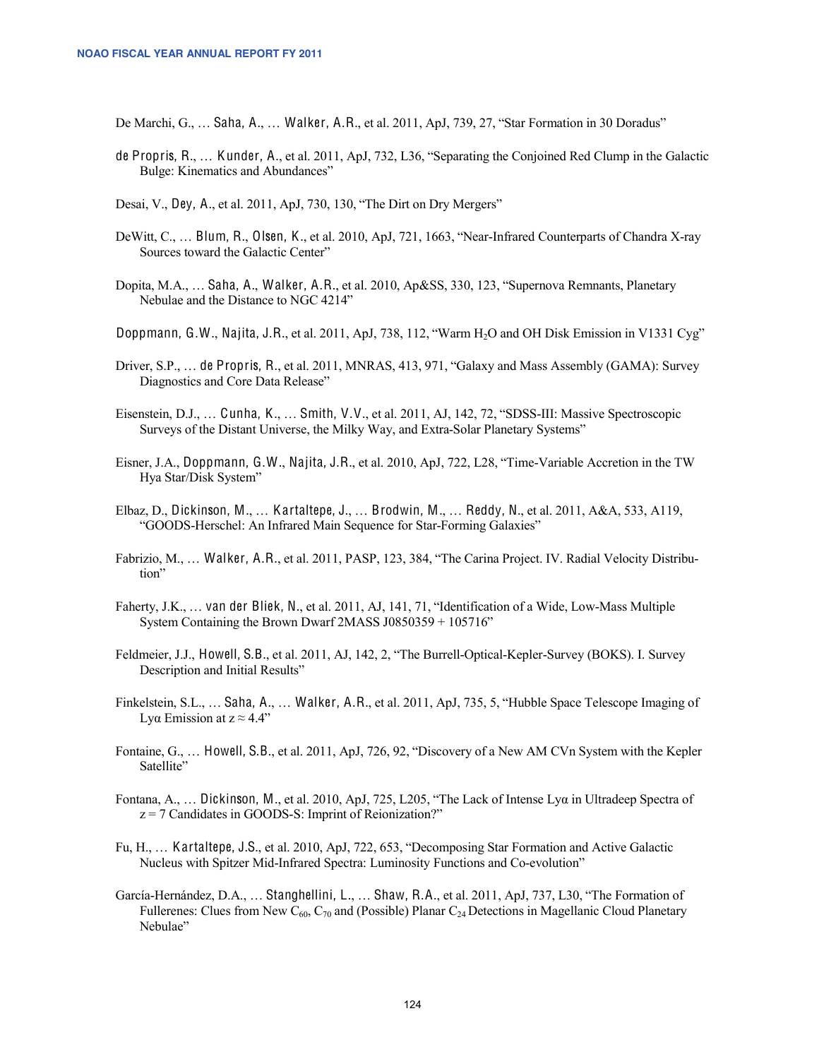De Marchi, G., … Saha, A., … Walker, A.R., et al. 2011, ApJ, 739, 27, “Star Formation in 30 Doradus”

de Propris, R., … Kunder, A., et al. 2011, ApJ, 732, L36, “Separating the Conjoined Red Clump in the Galactic Bulge: Kinematics and Abundances”

Desai, V., Dey, A., et al. 2011, ApJ, 730, 130, “The Dirt on Dry Mergers”

DeWitt, C., … Blum, R., Olsen, K., et al. 2010, ApJ, 721, 1663, “Near-Infrared Counterparts of Chandra X-ray Sources toward the Galactic Center”

Dopita, M.A., … Saha, A., Walker, A.R., et al. 2010, Ap&SS, 330, 123, “Supernova Remnants, Planetary Nebulae and the Distance to NGC 4214”

Doppmann, G.W., Najita, J.R., et al. 2011, ApJ, 738, 112, “Warm $H_2O$ and OH Disk Emission in V1331 Cyg”

Driver, S.P., … de Propris, R., et al. 2011, MNRAS, 413, 971, “Galaxy and Mass Assembly (GAMA): Survey Diagnostics and Core Data Release”

Eisenstein, D.J., … Cunha, K., … Smith, V.V., et al. 2011, AJ, 142, 72, “SDSS-III: Massive Spectroscopic Surveys of the Distant Universe, the Milky Way, and Extra-Solar Planetary Systems”

Eisner, J.A., Doppmann, G.W., Najita, J.R., et al. 2010, ApJ, 722, L28, “Time-Variable Accretion in the TW Hya Star/Disk System”

Elbaz, D., Dickinson, M., … Kartaltepe, J., … Brodwin, M., … Reddy, N., et al. 2011, A&A, 533, A119, “GOODS-Herschel: An Infrared Main Sequence for Star-Forming Galaxies”

Fabrizio, M., … Walker, A.R., et al. 2011, PASP, 123, 384, “The Carina Project. IV. Radial Velocity Distribution”

Faherty, J.K., … van der Bliek, N., et al. 2011, AJ, 141, 71, “Identification of a Wide, Low-Mass Multiple System Containing the Brown Dwarf 2MASS J0850359 + 105716”

Feldmeier, J.J., Howell, S.B., et al. 2011, AJ, 142, 2, “The Burrell-Optical-Kepler-Survey (BOKS). I. Survey Description and Initial Results”

Finkelstein, S.L., … Saha, A., … Walker, A.R., et al. 2011, ApJ, 735, 5, “Hubble Space Telescope Imaging of Lyα Emission at $z \approx 4.4$”

Fontaine, G., … Howell, S.B., et al. 2011, ApJ, 726, 92, “Discovery of a New AM CVn System with the Kepler Satellite”

Fontana, A., … Dickinson, M., et al. 2010, ApJ, 725, L205, “The Lack of Intense Lyα in Ultradeep Spectra of $z = 7$ Candidates in GOODS-S: Imprint of Reionization?”

Fu, H., … Kartaltepe, J.S., et al. 2010, ApJ, 722, 653, “Decomposing Star Formation and Active Galactic Nucleus with Spitzer Mid-Infrared Spectra: Luminosity Functions and Co-evolution”

García-Hernández, D.A., … Stanghellini, L., … Shaw, R.A., et al. 2011, ApJ, 737, L30, “The Formation of Fullerenes: Clues from New $C_{60}$, $C_{70}$ and (Possible) Planar $C_{24}$ Detections in Magellanic Cloud Planetary Nebulae”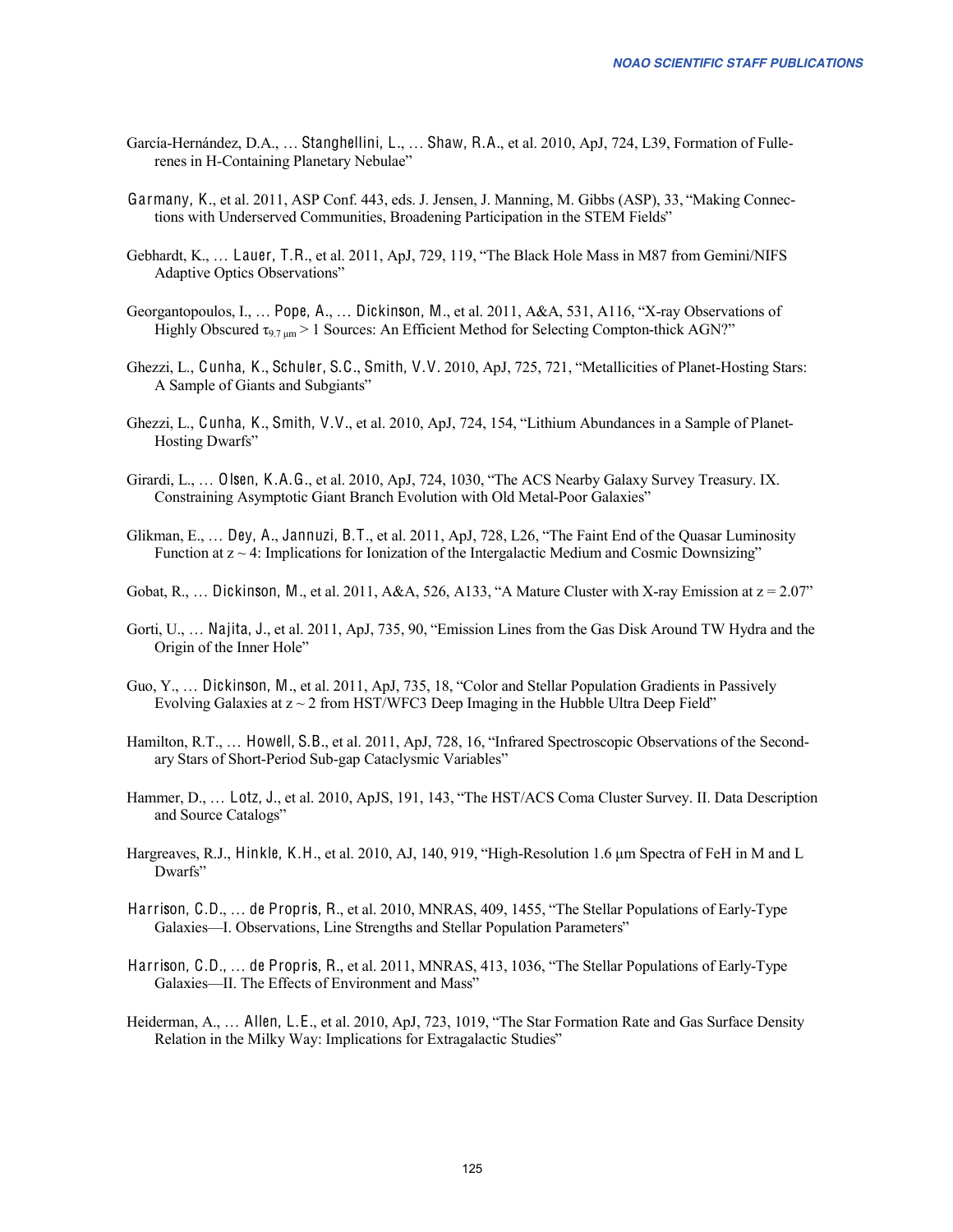García-Hernández, D.A., … Stanghellini, L., … Shaw, R.A., et al. 2010, ApJ, 724, L39, Formation of Fullerenes in H-Containing Planetary Nebulae"

Garmany, K., et al. 2011, ASP Conf. 443, eds. J. Jensen, J. Manning, M. Gibbs (ASP), 33, "Making Connections with Underserved Communities, Broadening Participation in the STEM Fields"

Gebhardt, K., … Lauer, T.R., et al. 2011, ApJ, 729, 119, "The Black Hole Mass in M87 from Gemini/NIFS Adaptive Optics Observations"

Georgantopoulos, I., … Pope, A., … Dickinson, M., et al. 2011, A&A, 531, A116, "X-ray Observations of Highly Obscured $\tau_{9.7\,\mu m} > 1$ Sources: An Efficient Method for Selecting Compton-thick AGN?"

Ghezzi, L., Cunha, K., Schuler, S.C., Smith, V.V. 2010, ApJ, 725, 721, "Metallicities of Planet-Hosting Stars: A Sample of Giants and Subgiants"

Ghezzi, L., Cunha, K., Smith, V.V., et al. 2010, ApJ, 724, 154, "Lithium Abundances in a Sample of Planet-Hosting Dwarfs"

Girardi, L., … Olsen, K.A.G., et al. 2010, ApJ, 724, 1030, "The ACS Nearby Galaxy Survey Treasury. IX. Constraining Asymptotic Giant Branch Evolution with Old Metal-Poor Galaxies"

Glikman, E., … Dey, A., Jannuzi, B.T., et al. 2011, ApJ, 728, L26, "The Faint End of the Quasar Luminosity Function at $z \sim 4$: Implications for Ionization of the Intergalactic Medium and Cosmic Downsizing"

Gobat, R., … Dickinson, M., et al. 2011, A&A, 526, A133, "A Mature Cluster with X-ray Emission at $z = 2.07$"

Gorti, U., … Najita, J., et al. 2011, ApJ, 735, 90, "Emission Lines from the Gas Disk Around TW Hydra and the Origin of the Inner Hole"

Guo, Y., … Dickinson, M., et al. 2011, ApJ, 735, 18, "Color and Stellar Population Gradients in Passively Evolving Galaxies at $z \sim 2$ from HST/WFC3 Deep Imaging in the Hubble Ultra Deep Field"

Hamilton, R.T., … Howell, S.B., et al. 2011, ApJ, 728, 16, "Infrared Spectroscopic Observations of the Secondary Stars of Short-Period Sub-gap Cataclysmic Variables"

Hammer, D., … Lotz, J., et al. 2010, ApJS, 191, 143, "The HST/ACS Coma Cluster Survey. II. Data Description and Source Catalogs"

Hargreaves, R.J., Hinkle, K.H., et al. 2010, AJ, 140, 919, "High-Resolution 1.6 μm Spectra of FeH in M and L Dwarfs"

Harrison, C.D., … de Propris, R., et al. 2010, MNRAS, 409, 1455, "The Stellar Populations of Early-Type Galaxies—I. Observations, Line Strengths and Stellar Population Parameters"

Harrison, C.D., … de Propris, R., et al. 2011, MNRAS, 413, 1036, "The Stellar Populations of Early-Type Galaxies—II. The Effects of Environment and Mass"

Heiderman, A., … Allen, L.E., et al. 2010, ApJ, 723, 1019, "The Star Formation Rate and Gas Surface Density Relation in the Milky Way: Implications for Extragalactic Studies"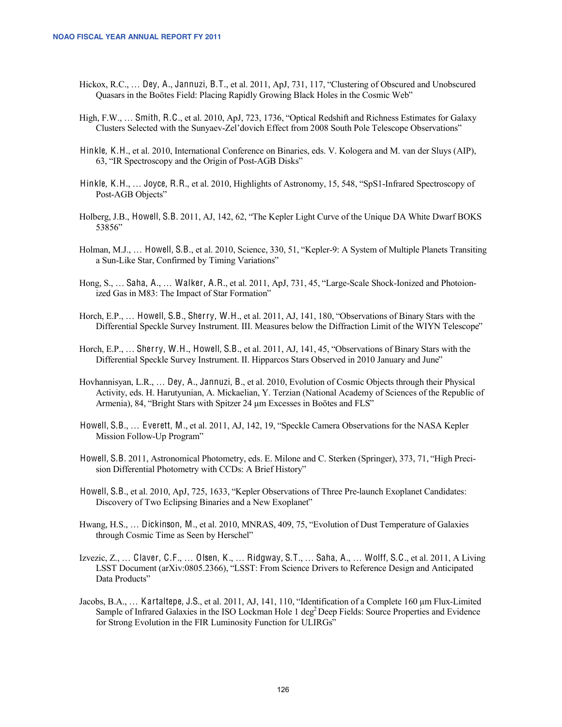Hickox, R.C., … Dey, A., Jannuzi, B.T., et al. 2011, ApJ, 731, 117, "Clustering of Obscured and Unobscured Quasars in the Boötes Field: Placing Rapidly Growing Black Holes in the Cosmic Web"

High, F.W., … Smith, R.C., et al. 2010, ApJ, 723, 1736, "Optical Redshift and Richness Estimates for Galaxy Clusters Selected with the Sunyaev-Zel'dovich Effect from 2008 South Pole Telescope Observations"

Hinkle, K.H., et al. 2010, International Conference on Binaries, eds. V. Kologera and M. van der Sluys (AIP), 63, "IR Spectroscopy and the Origin of Post-AGB Disks"

Hinkle, K.H., … Joyce, R.R., et al. 2010, Highlights of Astronomy, 15, 548, "SpS1-Infrared Spectroscopy of Post-AGB Objects"

Holberg, J.B., Howell, S.B. 2011, AJ, 142, 62, "The Kepler Light Curve of the Unique DA White Dwarf BOKS 53856"

Holman, M.J., … Howell, S.B., et al. 2010, Science, 330, 51, "Kepler-9: A System of Multiple Planets Transiting a Sun-Like Star, Confirmed by Timing Variations"

Hong, S., … Saha, A., … Walker, A.R., et al. 2011, ApJ, 731, 45, "Large-Scale Shock-Ionized and Photoionized Gas in M83: The Impact of Star Formation"

Horch, E.P., … Howell, S.B., Sherry, W.H., et al. 2011, AJ, 141, 180, "Observations of Binary Stars with the Differential Speckle Survey Instrument. III. Measures below the Diffraction Limit of the WIYN Telescope"

Horch, E.P., … Sherry, W.H., Howell, S.B., et al. 2011, AJ, 141, 45, "Observations of Binary Stars with the Differential Speckle Survey Instrument. II. Hipparcos Stars Observed in 2010 January and June"

Hovhannisyan, L.R., … Dey, A., Jannuzi, B., et al. 2010, Evolution of Cosmic Objects through their Physical Activity, eds. H. Harutyunian, A. Mickaelian, Y. Terzian (National Academy of Sciences of the Republic of Armenia), 84, "Bright Stars with Spitzer 24 μm Excesses in Boötes and FLS"

Howell, S.B., … Everett, M., et al. 2011, AJ, 142, 19, "Speckle Camera Observations for the NASA Kepler Mission Follow-Up Program"

Howell, S.B. 2011, Astronomical Photometry, eds. E. Milone and C. Sterken (Springer), 373, 71, "High Precision Differential Photometry with CCDs: A Brief History"

Howell, S.B., et al. 2010, ApJ, 725, 1633, "Kepler Observations of Three Pre-launch Exoplanet Candidates: Discovery of Two Eclipsing Binaries and a New Exoplanet"

Hwang, H.S., … Dickinson, M., et al. 2010, MNRAS, 409, 75, "Evolution of Dust Temperature of Galaxies through Cosmic Time as Seen by Herschel"

Izvezic, Z., … Claver, C.F., … Olsen, K., … Ridgway, S.T., … Saha, A., … Wolff, S.C., et al. 2011, A Living LSST Document (arXiv:0805.2366), "LSST: From Science Drivers to Reference Design and Anticipated Data Products"

Jacobs, B.A., … Kartaltepe, J.S., et al. 2011, AJ, 141, 110, "Identification of a Complete 160 μm Flux-Limited Sample of Infrared Galaxies in the ISO Lockman Hole 1 $deg^2$ Deep Fields: Source Properties and Evidence for Strong Evolution in the FIR Luminosity Function for ULIRGs"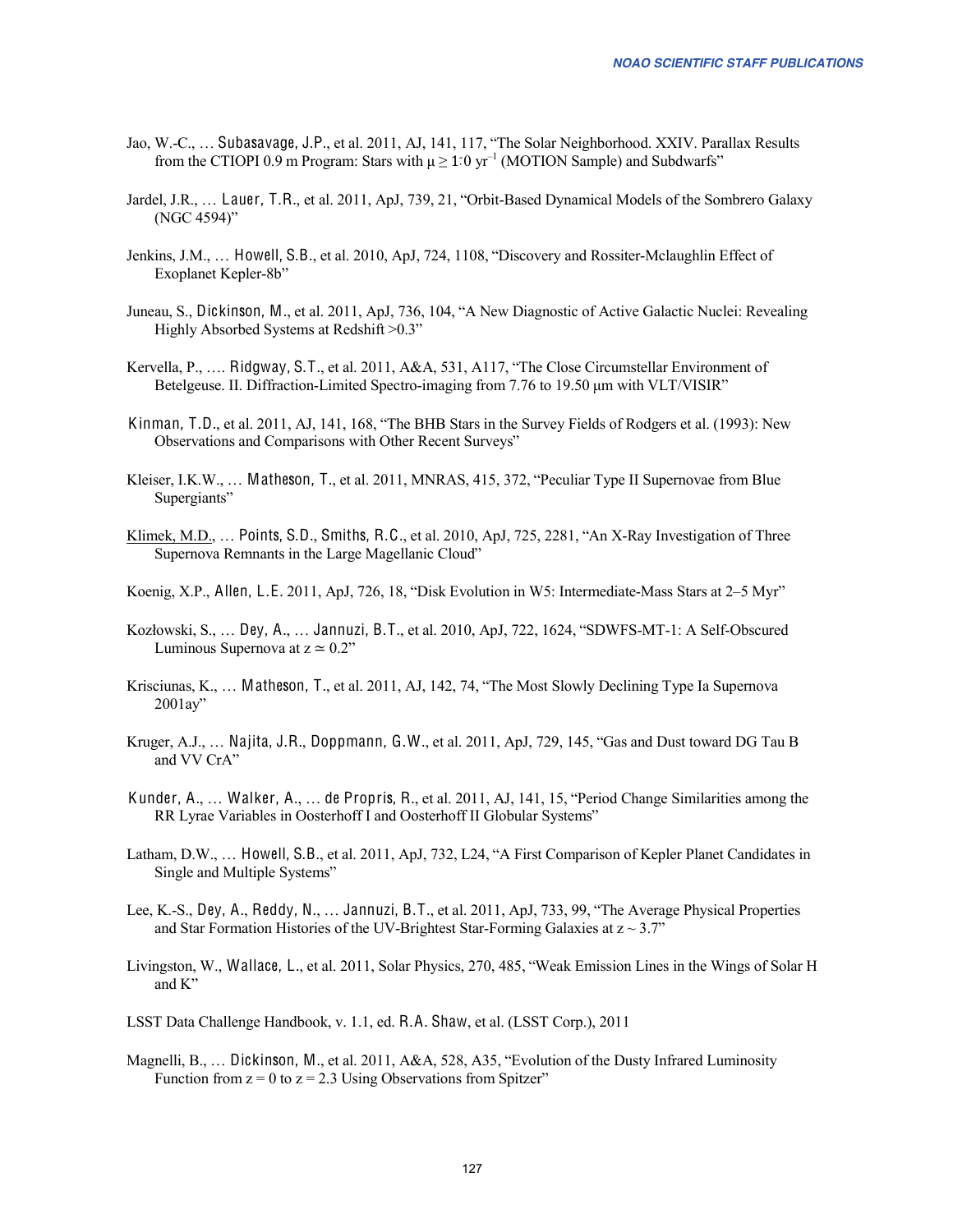Jao, W.-C., … Subasavage, J.P., et al. 2011, AJ, 141, 117, “The Solar Neighborhood. XXIV. Parallax Results from the CTIOPI 0.9 m Program: Stars with $\mu \geq 1.0$ yr$^{-1}$ (MOTION Sample) and Subdwarfs”

Jardel, J.R., … Lauer, T.R., et al. 2011, ApJ, 739, 21, “Orbit-Based Dynamical Models of the Sombrero Galaxy (NGC 4594)”

Jenkins, J.M., … Howell, S.B., et al. 2010, ApJ, 724, 1108, “Discovery and Rossiter-Mclaughlin Effect of Exoplanet Kepler-8b”

Juneau, S., Dickinson, M., et al. 2011, ApJ, 736, 104, “A New Diagnostic of Active Galactic Nuclei: Revealing Highly Absorbed Systems at Redshift >0.3”

Kervella, P., …. Ridgway, S.T., et al. 2011, A&A, 531, A117, “The Close Circumstellar Environment of Betelgeuse. II. Diffraction-Limited Spectro-imaging from 7.76 to 19.50 μm with VLT/VISIR”

Kinman, T.D., et al. 2011, AJ, 141, 168, “The BHB Stars in the Survey Fields of Rodgers et al. (1993): New Observations and Comparisons with Other Recent Surveys”

Kleiser, I.K.W., … Matheson, T., et al. 2011, MNRAS, 415, 372, “Peculiar Type II Supernovae from Blue Supergiants”

Klimek, M.D., … Points, S.D., Smiths, R.C., et al. 2010, ApJ, 725, 2281, “An X-Ray Investigation of Three Supernova Remnants in the Large Magellanic Cloud”

Koenig, X.P., Allen, L.E. 2011, ApJ, 726, 18, “Disk Evolution in W5: Intermediate-Mass Stars at 2–5 Myr”

Kozłowski, S., … Dey, A., … Jannuzi, B.T., et al. 2010, ApJ, 722, 1624, “SDWFS-MT-1: A Self-Obscured Luminous Supernova at $z \simeq 0.2$”

Krisciunas, K., … Matheson, T., et al. 2011, AJ, 142, 74, “The Most Slowly Declining Type Ia Supernova 2001ay”

Kruger, A.J., … Najita, J.R., Doppmann, G.W., et al. 2011, ApJ, 729, 145, “Gas and Dust toward DG Tau B and VV CrA”

Kunder, A., … Walker, A., … de Propris, R., et al. 2011, AJ, 141, 15, “Period Change Similarities among the RR Lyrae Variables in Oosterhoff I and Oosterhoff II Globular Systems”

Latham, D.W., … Howell, S.B., et al. 2011, ApJ, 732, L24, “A First Comparison of Kepler Planet Candidates in Single and Multiple Systems”

Lee, K.-S., Dey, A., Reddy, N., … Jannuzi, B.T., et al. 2011, ApJ, 733, 99, “The Average Physical Properties and Star Formation Histories of the UV-Brightest Star-Forming Galaxies at $z \sim 3.7$”

Livingston, W., Wallace, L., et al. 2011, Solar Physics, 270, 485, “Weak Emission Lines in the Wings of Solar H and K”

LSST Data Challenge Handbook, v. 1.1, ed. R.A. Shaw, et al. (LSST Corp.), 2011

Magnelli, B., … Dickinson, M., et al. 2011, A&A, 528, A35, “Evolution of the Dusty Infrared Luminosity Function from $z = 0$ to $z = 2.3$ Using Observations from Spitzer”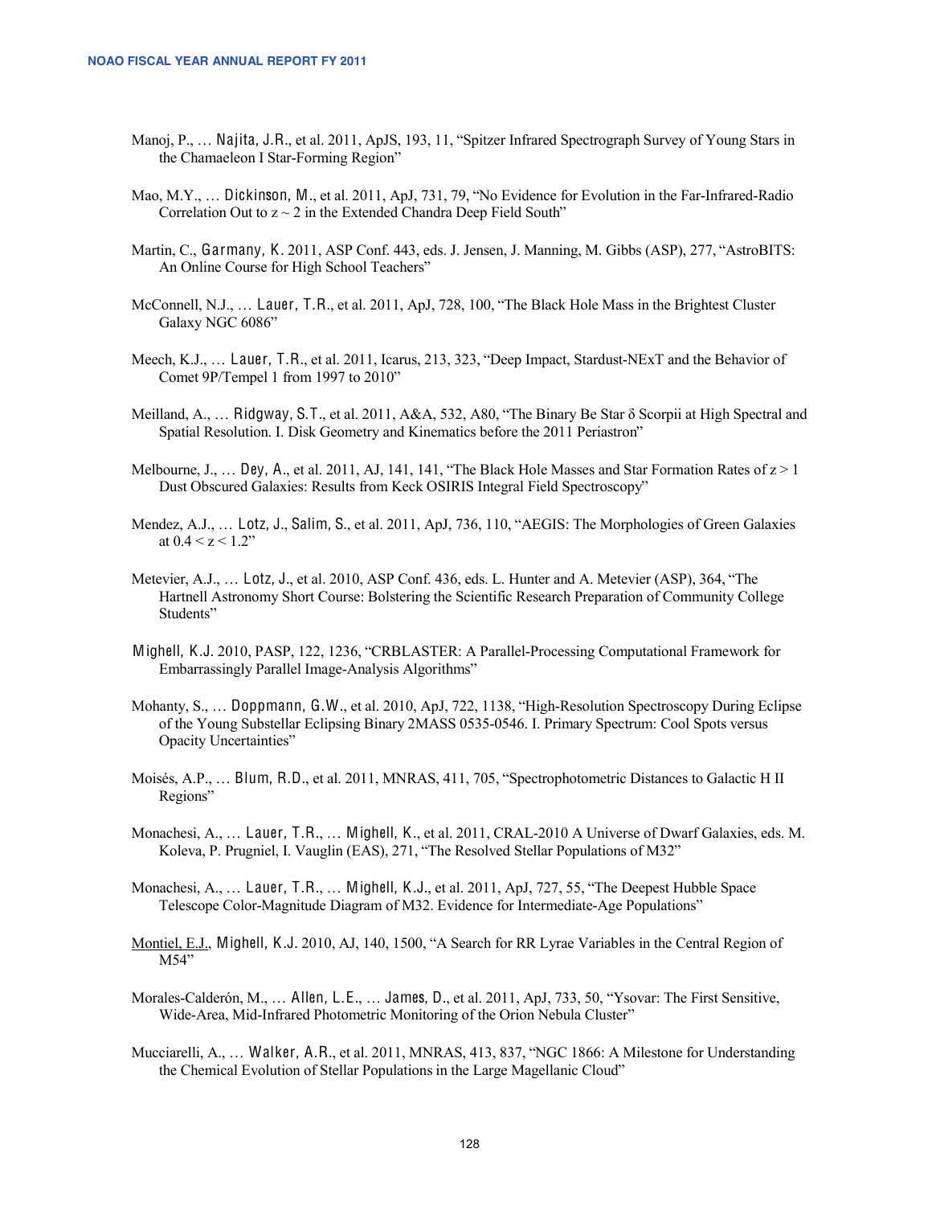Manoj, P., … Najita, J.R., et al. 2011, ApJS, 193, 11, "Spitzer Infrared Spectrograph Survey of Young Stars in the Chamaeleon I Star-Forming Region"

Mao, M.Y., … Dickinson, M., et al. 2011, ApJ, 731, 79, "No Evidence for Evolution in the Far-Infrared-Radio Correlation Out to $z \sim 2$ in the Extended Chandra Deep Field South"

Martin, C., Garmany, K. 2011, ASP Conf. 443, eds. J. Jensen, J. Manning, M. Gibbs (ASP), 277, "AstroBITS: An Online Course for High School Teachers"

McConnell, N.J., … Lauer, T.R., et al. 2011, ApJ, 728, 100, "The Black Hole Mass in the Brightest Cluster Galaxy NGC 6086"

Meech, K.J., … Lauer, T.R., et al. 2011, Icarus, 213, 323, "Deep Impact, Stardust-NExT and the Behavior of Comet 9P/Tempel 1 from 1997 to 2010"

Meilland, A., … Ridgway, S.T., et al. 2011, A&A, 532, A80, "The Binary Be Star δ Scorpii at High Spectral and Spatial Resolution. I. Disk Geometry and Kinematics before the 2011 Periastron"

Melbourne, J., … Dey, A., et al. 2011, AJ, 141, 141, "The Black Hole Masses and Star Formation Rates of $z > 1$ Dust Obscured Galaxies: Results from Keck OSIRIS Integral Field Spectroscopy"

Mendez, A.J., … Lotz, J., Salim, S., et al. 2011, ApJ, 736, 110, "AEGIS: The Morphologies of Green Galaxies at $0.4 < z < 1.2$"

Metevier, A.J., … Lotz, J., et al. 2010, ASP Conf. 436, eds. L. Hunter and A. Metevier (ASP), 364, "The Hartnell Astronomy Short Course: Bolstering the Scientific Research Preparation of Community College Students"

Mighell, K.J. 2010, PASP, 122, 1236, "CRBLASTER: A Parallel-Processing Computational Framework for Embarrassingly Parallel Image-Analysis Algorithms"

Mohanty, S., … Doppmann, G.W., et al. 2010, ApJ, 722, 1138, "High-Resolution Spectroscopy During Eclipse of the Young Substellar Eclipsing Binary 2MASS 0535-0546. I. Primary Spectrum: Cool Spots versus Opacity Uncertainties"

Moisés, A.P., … Blum, R.D., et al. 2011, MNRAS, 411, 705, "Spectrophotometric Distances to Galactic H II Regions"

Monachesi, A., … Lauer, T.R., … Mighell, K., et al. 2011, CRAL-2010 A Universe of Dwarf Galaxies, eds. M. Koleva, P. Prugniel, I. Vauglin (EAS), 271, "The Resolved Stellar Populations of M32"

Monachesi, A., … Lauer, T.R., … Mighell, K.J., et al. 2011, ApJ, 727, 55, "The Deepest Hubble Space Telescope Color-Magnitude Diagram of M32. Evidence for Intermediate-Age Populations"

Montiel, E.J., Mighell, K.J. 2010, AJ, 140, 1500, "A Search for RR Lyrae Variables in the Central Region of M54"

Morales-Calderón, M., … Allen, L.E., … James, D., et al. 2011, ApJ, 733, 50, "Ysovar: The First Sensitive, Wide-Area, Mid-Infrared Photometric Monitoring of the Orion Nebula Cluster"

Mucciarelli, A., … Walker, A.R., et al. 2011, MNRAS, 413, 837, "NGC 1866: A Milestone for Understanding the Chemical Evolution of Stellar Populations in the Large Magellanic Cloud"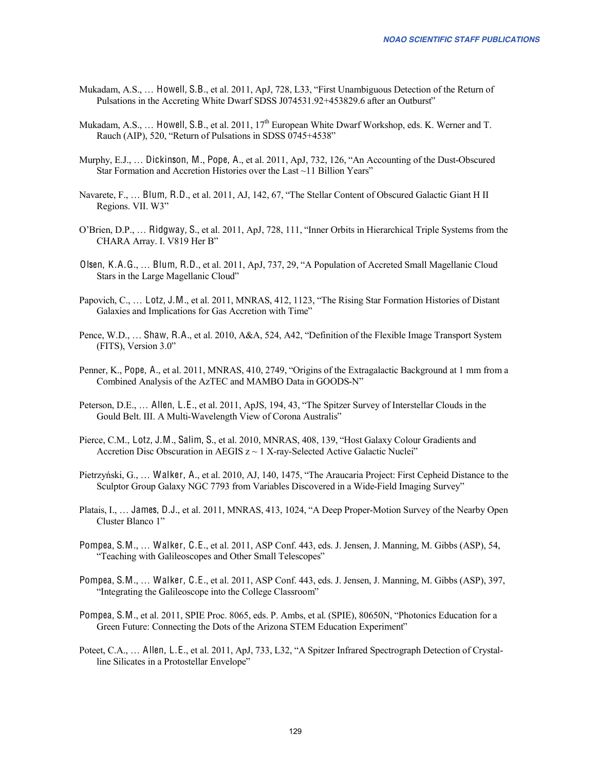Mukadam, A.S., … Howell, S.B., et al. 2011, ApJ, 728, L33, "First Unambiguous Detection of the Return of Pulsations in the Accreting White Dwarf SDSS J074531.92+453829.6 after an Outburst"

Mukadam, A.S., … Howell, S.B., et al. 2011, 17th European White Dwarf Workshop, eds. K. Werner and T. Rauch (AIP), 520, "Return of Pulsations in SDSS 0745+4538"

Murphy, E.J., … Dickinson, M., Pope, A., et al. 2011, ApJ, 732, 126, "An Accounting of the Dust-Obscured Star Formation and Accretion Histories over the Last ~11 Billion Years"

Navarete, F., … Blum, R.D., et al. 2011, AJ, 142, 67, "The Stellar Content of Obscured Galactic Giant H II Regions. VII. W3"

O'Brien, D.P., … Ridgway, S., et al. 2011, ApJ, 728, 111, "Inner Orbits in Hierarchical Triple Systems from the CHARA Array. I. V819 Her B"

Olsen, K.A.G., … Blum, R.D., et al. 2011, ApJ, 737, 29, "A Population of Accreted Small Magellanic Cloud Stars in the Large Magellanic Cloud"

Papovich, C., … Lotz, J.M., et al. 2011, MNRAS, 412, 1123, "The Rising Star Formation Histories of Distant Galaxies and Implications for Gas Accretion with Time"

Pence, W.D., … Shaw, R.A., et al. 2010, A&A, 524, A42, "Definition of the Flexible Image Transport System (FITS), Version 3.0"

Penner, K., Pope, A., et al. 2011, MNRAS, 410, 2749, "Origins of the Extragalactic Background at 1 mm from a Combined Analysis of the AzTEC and MAMBO Data in GOODS-N"

Peterson, D.E., … Allen, L.E., et al. 2011, ApJS, 194, 43, "The Spitzer Survey of Interstellar Clouds in the Gould Belt. III. A Multi-Wavelength View of Corona Australis"

Pierce, C.M., Lotz, J.M., Salim, S., et al. 2010, MNRAS, 408, 139, "Host Galaxy Colour Gradients and Accretion Disc Obscuration in AEGIS z ~ 1 X-ray-Selected Active Galactic Nuclei"

Pietrzyński, G., … Walker, A., et al. 2010, AJ, 140, 1475, "The Araucaria Project: First Cepheid Distance to the Sculptor Group Galaxy NGC 7793 from Variables Discovered in a Wide-Field Imaging Survey"

Platais, I., … James, D.J., et al. 2011, MNRAS, 413, 1024, "A Deep Proper-Motion Survey of the Nearby Open Cluster Blanco 1"

Pompea, S.M., … Walker, C.E., et al. 2011, ASP Conf. 443, eds. J. Jensen, J. Manning, M. Gibbs (ASP), 54, "Teaching with Galileoscopes and Other Small Telescopes"

Pompea, S.M., … Walker, C.E., et al. 2011, ASP Conf. 443, eds. J. Jensen, J. Manning, M. Gibbs (ASP), 397, "Integrating the Galileoscope into the College Classroom"

Pompea, S.M., et al. 2011, SPIE Proc. 8065, eds. P. Ambs, et al. (SPIE), 80650N, "Photonics Education for a Green Future: Connecting the Dots of the Arizona STEM Education Experiment"

Poteet, C.A., … Allen, L.E., et al. 2011, ApJ, 733, L32, "A Spitzer Infrared Spectrograph Detection of Crystalline Silicates in a Protostellar Envelope"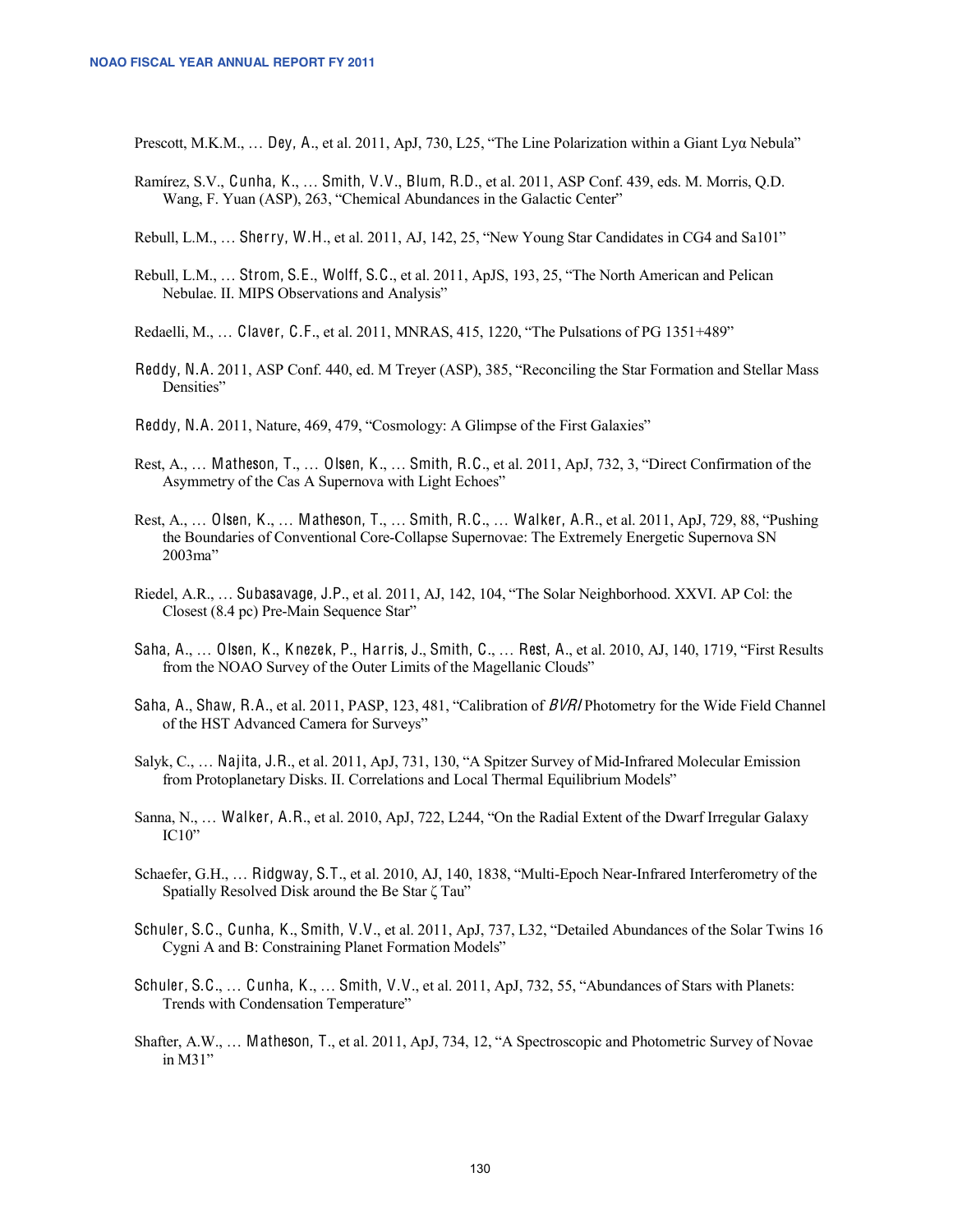Prescott, M.K.M., … Dey, A., et al. 2011, ApJ, 730, L25, "The Line Polarization within a Giant Lyα Nebula"

Ramírez, S.V., Cunha, K., … Smith, V.V., Blum, R.D., et al. 2011, ASP Conf. 439, eds. M. Morris, Q.D. Wang, F. Yuan (ASP), 263, "Chemical Abundances in the Galactic Center"

Rebull, L.M., … Sherry, W.H., et al. 2011, AJ, 142, 25, "New Young Star Candidates in CG4 and Sa101"

Rebull, L.M., … Strom, S.E., Wolff, S.C., et al. 2011, ApJS, 193, 25, "The North American and Pelican Nebulae. II. MIPS Observations and Analysis"

Redaelli, M., … Claver, C.F., et al. 2011, MNRAS, 415, 1220, "The Pulsations of PG 1351+489"

Reddy, N.A. 2011, ASP Conf. 440, ed. M Treyer (ASP), 385, "Reconciling the Star Formation and Stellar Mass Densities"

Reddy, N.A. 2011, Nature, 469, 479, "Cosmology: A Glimpse of the First Galaxies"

Rest, A., … Matheson, T., … Olsen, K., … Smith, R.C., et al. 2011, ApJ, 732, 3, "Direct Confirmation of the Asymmetry of the Cas A Supernova with Light Echoes"

Rest, A., … Olsen, K., … Matheson, T., … Smith, R.C., … Walker, A.R., et al. 2011, ApJ, 729, 88, "Pushing the Boundaries of Conventional Core-Collapse Supernovae: The Extremely Energetic Supernova SN 2003ma"

Riedel, A.R., … Subasavage, J.P., et al. 2011, AJ, 142, 104, "The Solar Neighborhood. XXVI. AP Col: the Closest (8.4 pc) Pre-Main Sequence Star"

Saha, A., … Olsen, K., Knezek, P., Harris, J., Smith, C., … Rest, A., et al. 2010, AJ, 140, 1719, "First Results from the NOAO Survey of the Outer Limits of the Magellanic Clouds"

Saha, A., Shaw, R.A., et al. 2011, PASP, 123, 481, "Calibration of *BVRI* Photometry for the Wide Field Channel of the HST Advanced Camera for Surveys"

Salyk, C., … Najita, J.R., et al. 2011, ApJ, 731, 130, "A Spitzer Survey of Mid-Infrared Molecular Emission from Protoplanetary Disks. II. Correlations and Local Thermal Equilibrium Models"

Sanna, N., … Walker, A.R., et al. 2010, ApJ, 722, L244, "On the Radial Extent of the Dwarf Irregular Galaxy IC10"

Schaefer, G.H., … Ridgway, S.T., et al. 2010, AJ, 140, 1838, "Multi-Epoch Near-Infrared Interferometry of the Spatially Resolved Disk around the Be Star ζ Tau"

Schuler, S.C., Cunha, K., Smith, V.V., et al. 2011, ApJ, 737, L32, "Detailed Abundances of the Solar Twins 16 Cygni A and B: Constraining Planet Formation Models"

Schuler, S.C., … Cunha, K., … Smith, V.V., et al. 2011, ApJ, 732, 55, "Abundances of Stars with Planets: Trends with Condensation Temperature"

Shafter, A.W., … Matheson, T., et al. 2011, ApJ, 734, 12, "A Spectroscopic and Photometric Survey of Novae in M31"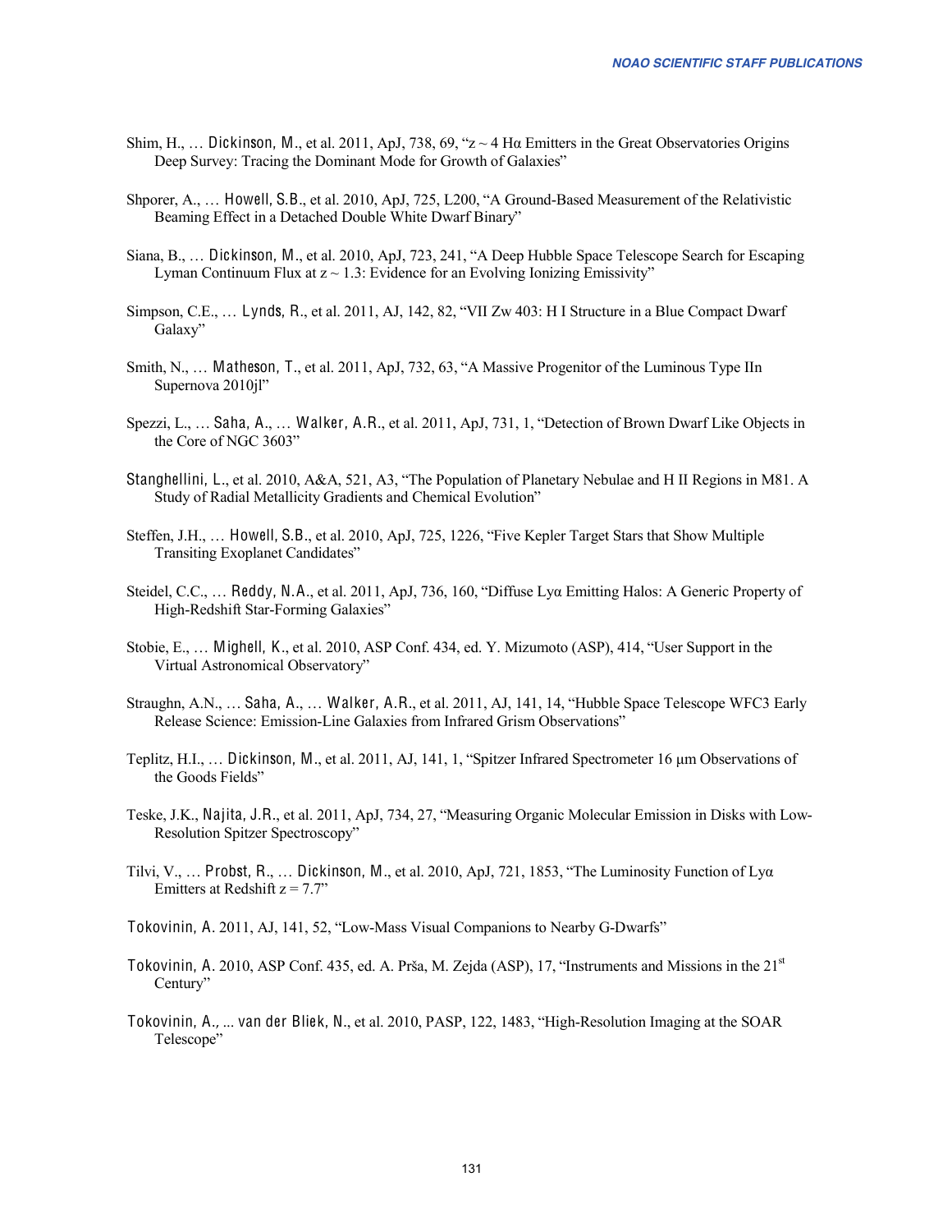Shim, H., … Dickinson, M., et al. 2011, ApJ, 738, 69, “z ~ 4 Hα Emitters in the Great Observatories Origins Deep Survey: Tracing the Dominant Mode for Growth of Galaxies”

Shporer, A., … Howell, S.B., et al. 2010, ApJ, 725, L200, “A Ground-Based Measurement of the Relativistic Beaming Effect in a Detached Double White Dwarf Binary”

Siana, B., … Dickinson, M., et al. 2010, ApJ, 723, 241, “A Deep Hubble Space Telescope Search for Escaping Lyman Continuum Flux at z ~ 1.3: Evidence for an Evolving Ionizing Emissivity”

Simpson, C.E., … Lynds, R., et al. 2011, AJ, 142, 82, “VII Zw 403: H I Structure in a Blue Compact Dwarf Galaxy”

Smith, N., … Matheson, T., et al. 2011, ApJ, 732, 63, “A Massive Progenitor of the Luminous Type IIn Supernova 2010jl”

Spezzi, L., … Saha, A., … Walker, A.R., et al. 2011, ApJ, 731, 1, “Detection of Brown Dwarf Like Objects in the Core of NGC 3603”

Stanghellini, L., et al. 2010, A&A, 521, A3, “The Population of Planetary Nebulae and H II Regions in M81. A Study of Radial Metallicity Gradients and Chemical Evolution”

Steffen, J.H., … Howell, S.B., et al. 2010, ApJ, 725, 1226, “Five Kepler Target Stars that Show Multiple Transiting Exoplanet Candidates”

Steidel, C.C., … Reddy, N.A., et al. 2011, ApJ, 736, 160, “Diffuse Lyα Emitting Halos: A Generic Property of High-Redshift Star-Forming Galaxies”

Stobie, E., … Mighell, K., et al. 2010, ASP Conf. 434, ed. Y. Mizumoto (ASP), 414, “User Support in the Virtual Astronomical Observatory”

Straughn, A.N., … Saha, A., … Walker, A.R., et al. 2011, AJ, 141, 14, “Hubble Space Telescope WFC3 Early Release Science: Emission-Line Galaxies from Infrared Grism Observations”

Teplitz, H.I., … Dickinson, M., et al. 2011, AJ, 141, 1, “Spitzer Infrared Spectrometer 16 μm Observations of the Goods Fields”

Teske, J.K., Najita, J.R., et al. 2011, ApJ, 734, 27, “Measuring Organic Molecular Emission in Disks with Low-Resolution Spitzer Spectroscopy”

Tilvi, V., … Probst, R., … Dickinson, M., et al. 2010, ApJ, 721, 1853, “The Luminosity Function of Lyα Emitters at Redshift z = 7.7”

Tokovinin, A. 2011, AJ, 141, 52, “Low-Mass Visual Companions to Nearby G-Dwarfs”

Tokovinin, A. 2010, ASP Conf. 435, ed. A. Prša, M. Zejda (ASP), 17, “Instruments and Missions in the 21st Century”

Tokovinin, A., ... van der Bliek, N., et al. 2010, PASP, 122, 1483, “High-Resolution Imaging at the SOAR Telescope”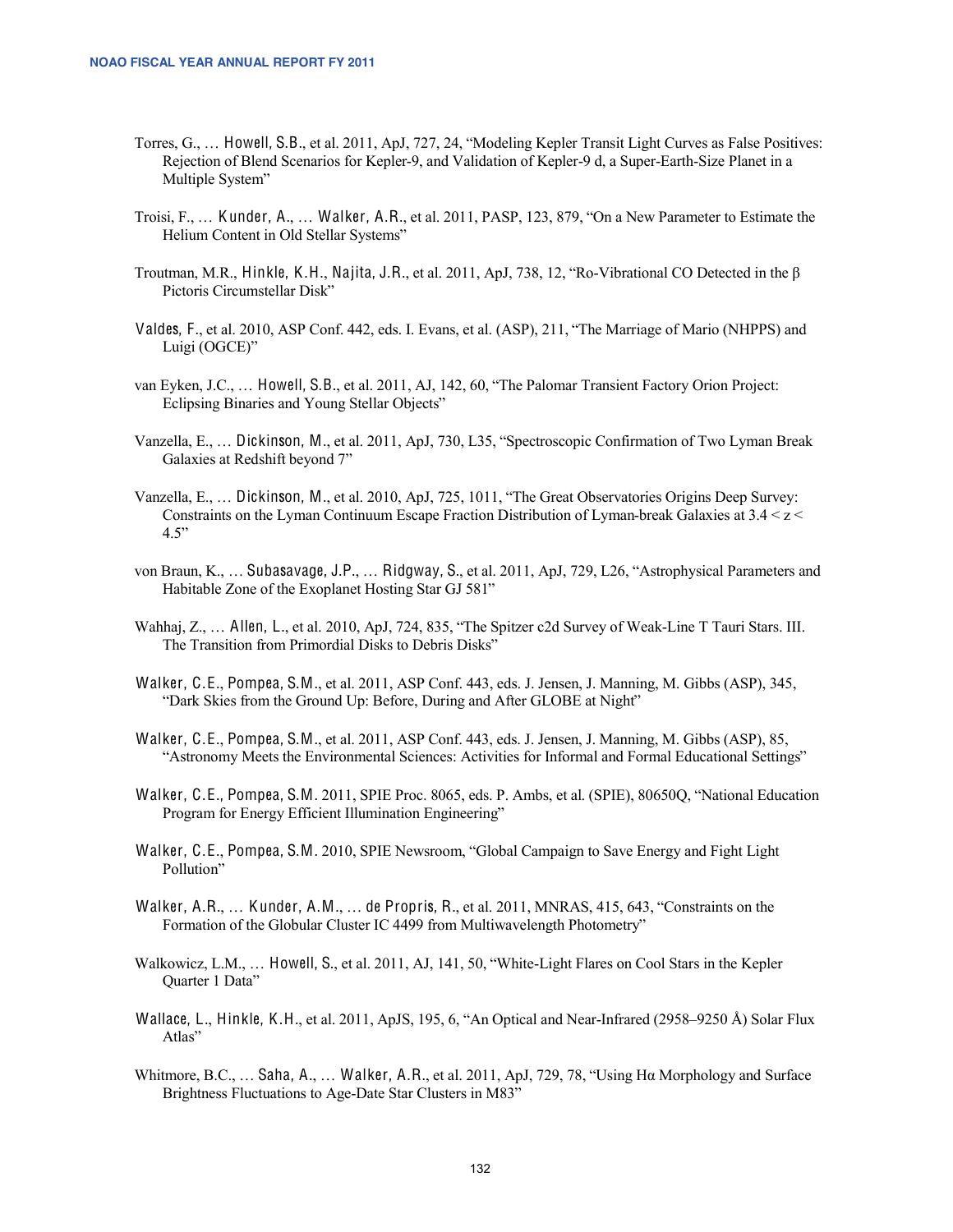Torres, G., … Howell, S.B., et al. 2011, ApJ, 727, 24, "Modeling Kepler Transit Light Curves as False Positives: Rejection of Blend Scenarios for Kepler-9, and Validation of Kepler-9 d, a Super-Earth-Size Planet in a Multiple System"

Troisi, F., … Kunder, A., … Walker, A.R., et al. 2011, PASP, 123, 879, "On a New Parameter to Estimate the Helium Content in Old Stellar Systems"

Troutman, M.R., Hinkle, K.H., Najita, J.R., et al. 2011, ApJ, 738, 12, "Ro-Vibrational CO Detected in the β Pictoris Circumstellar Disk"

Valdes, F., et al. 2010, ASP Conf. 442, eds. I. Evans, et al. (ASP), 211, "The Marriage of Mario (NHPPS) and Luigi (OGCE)"

van Eyken, J.C., … Howell, S.B., et al. 2011, AJ, 142, 60, "The Palomar Transient Factory Orion Project: Eclipsing Binaries and Young Stellar Objects"

Vanzella, E., … Dickinson, M., et al. 2011, ApJ, 730, L35, "Spectroscopic Confirmation of Two Lyman Break Galaxies at Redshift beyond 7"

Vanzella, E., … Dickinson, M., et al. 2010, ApJ, 725, 1011, "The Great Observatories Origins Deep Survey: Constraints on the Lyman Continuum Escape Fraction Distribution of Lyman-break Galaxies at $3.4 < z < 4.5$"

von Braun, K., … Subasavage, J.P., … Ridgway, S., et al. 2011, ApJ, 729, L26, "Astrophysical Parameters and Habitable Zone of the Exoplanet Hosting Star GJ 581"

Wahhaj, Z., … Allen, L., et al. 2010, ApJ, 724, 835, "The Spitzer c2d Survey of Weak-Line T Tauri Stars. III. The Transition from Primordial Disks to Debris Disks"

Walker, C.E., Pompea, S.M., et al. 2011, ASP Conf. 443, eds. J. Jensen, J. Manning, M. Gibbs (ASP), 345, "Dark Skies from the Ground Up: Before, During and After GLOBE at Night"

Walker, C.E., Pompea, S.M., et al. 2011, ASP Conf. 443, eds. J. Jensen, J. Manning, M. Gibbs (ASP), 85, "Astronomy Meets the Environmental Sciences: Activities for Informal and Formal Educational Settings"

Walker, C.E., Pompea, S.M. 2011, SPIE Proc. 8065, eds. P. Ambs, et al. (SPIE), 80650Q, "National Education Program for Energy Efficient Illumination Engineering"

Walker, C.E., Pompea, S.M. 2010, SPIE Newsroom, "Global Campaign to Save Energy and Fight Light Pollution"

Walker, A.R., … Kunder, A.M., … de Propris, R., et al. 2011, MNRAS, 415, 643, "Constraints on the Formation of the Globular Cluster IC 4499 from Multiwavelength Photometry"

Walkowicz, L.M., … Howell, S., et al. 2011, AJ, 141, 50, "White-Light Flares on Cool Stars in the Kepler Quarter 1 Data"

Wallace, L., Hinkle, K.H., et al. 2011, ApJS, 195, 6, "An Optical and Near-Infrared (2958–9250 Å) Solar Flux Atlas"

Whitmore, B.C., … Saha, A., … Walker, A.R., et al. 2011, ApJ, 729, 78, "Using Hα Morphology and Surface Brightness Fluctuations to Age-Date Star Clusters in M83"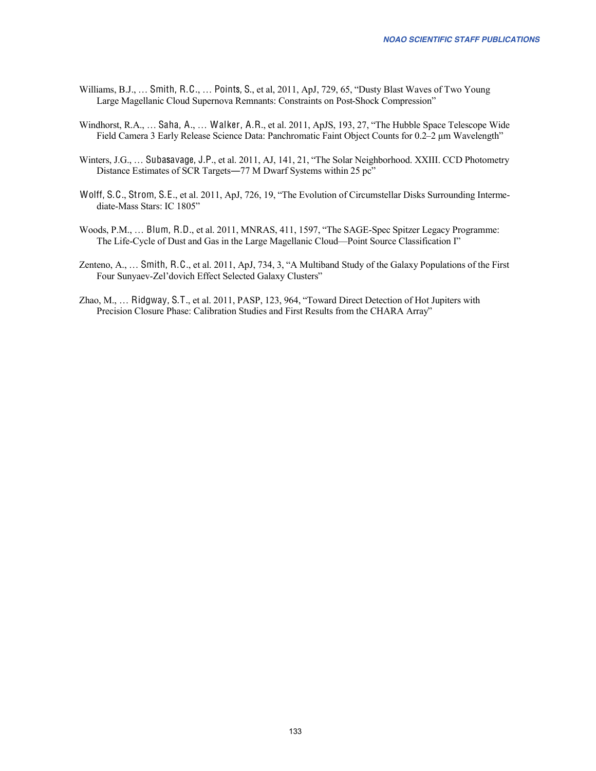Williams, B.J., … Smith, R.C., … Points, S., et al, 2011, ApJ, 729, 65, "Dusty Blast Waves of Two Young Large Magellanic Cloud Supernova Remnants: Constraints on Post-Shock Compression"

Windhorst, R.A., … Saha, A., … Walker, A.R., et al. 2011, ApJS, 193, 27, "The Hubble Space Telescope Wide Field Camera 3 Early Release Science Data: Panchromatic Faint Object Counts for 0.2–2 µm Wavelength"

Winters, J.G., … Subasavage, J.P., et al. 2011, AJ, 141, 21, "The Solar Neighborhood. XXIII. CCD Photometry Distance Estimates of SCR Targets—77 M Dwarf Systems within 25 pc"

Wolff, S.C., Strom, S.E., et al. 2011, ApJ, 726, 19, "The Evolution of Circumstellar Disks Surrounding Intermediate-Mass Stars: IC 1805"

Woods, P.M., … Blum, R.D., et al. 2011, MNRAS, 411, 1597, "The SAGE-Spec Spitzer Legacy Programme: The Life-Cycle of Dust and Gas in the Large Magellanic Cloud—Point Source Classification I"

Zenteno, A., … Smith, R.C., et al. 2011, ApJ, 734, 3, "A Multiband Study of the Galaxy Populations of the First Four Sunyaev-Zel'dovich Effect Selected Galaxy Clusters"

Zhao, M., … Ridgway, S.T., et al. 2011, PASP, 123, 964, "Toward Direct Detection of Hot Jupiters with Precision Closure Phase: Calibration Studies and First Results from the CHARA Array"